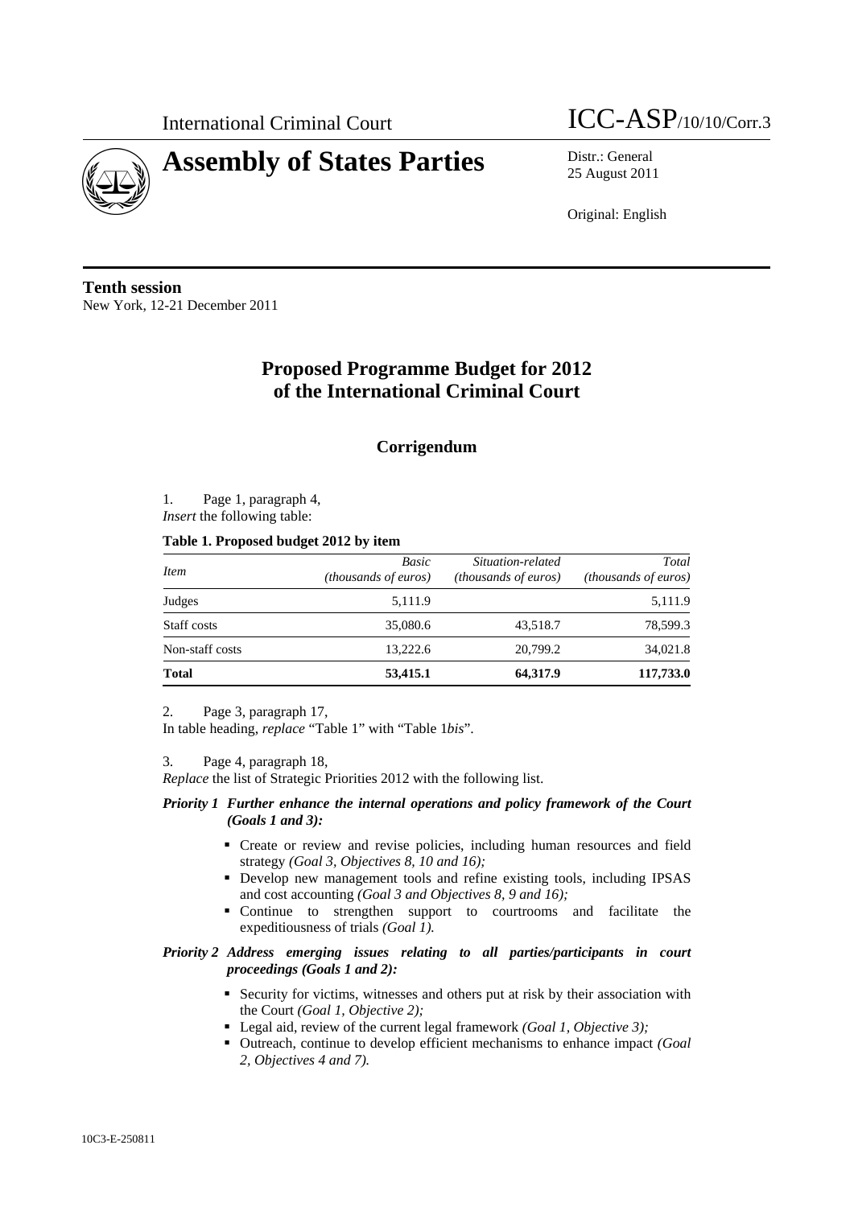International Criminal Court

ICC-ASP/10/10/Corr.3

# Assembly of States Parties

Distr.: General
25 August 2011

Original: English

**Tenth session**
New York, 12-21 December 2011

# Proposed Programme Budget for 2012 of the International Criminal Court

## Corrigendum

1. Page 1, paragraph 4,
*Insert* the following table:

**Table 1. Proposed budget 2012 by item**

| *Item* | *Basic (thousands of euros)* | *Situation-related (thousands of euros)* | *Total (thousands of euros)* |
|---|---|---|---|
| Judges | 5,111.9 | | 5,111.9 |
| Staff costs | 35,080.6 | 43,518.7 | 78,599.3 |
| Non-staff costs | 13,222.6 | 20,799.2 | 34,021.8 |
| **Total** | **53,415.1** | **64,317.9** | **117,733.0** |

2. Page 3, paragraph 17,
In table heading, *replace* "Table 1" with "Table 1*bis*".

3. Page 4, paragraph 18,
*Replace* the list of Strategic Priorities 2012 with the following list.

***Priority 1 Further enhance the internal operations and policy framework of the Court (Goals 1 and 3):***

- Create or review and revise policies, including human resources and field strategy *(Goal 3, Objectives 8, 10 and 16);*
- Develop new management tools and refine existing tools, including IPSAS and cost accounting *(Goal 3 and Objectives 8, 9 and 16);*
- Continue to strengthen support to courtrooms and facilitate the expeditiousness of trials *(Goal 1).*

***Priority 2 Address emerging issues relating to all parties/participants in court proceedings (Goals 1 and 2):***

- Security for victims, witnesses and others put at risk by their association with the Court *(Goal 1, Objective 2);*
- Legal aid, review of the current legal framework *(Goal 1, Objective 3);*
- Outreach, continue to develop efficient mechanisms to enhance impact *(Goal 2, Objectives 4 and 7).*

10C3-E-250811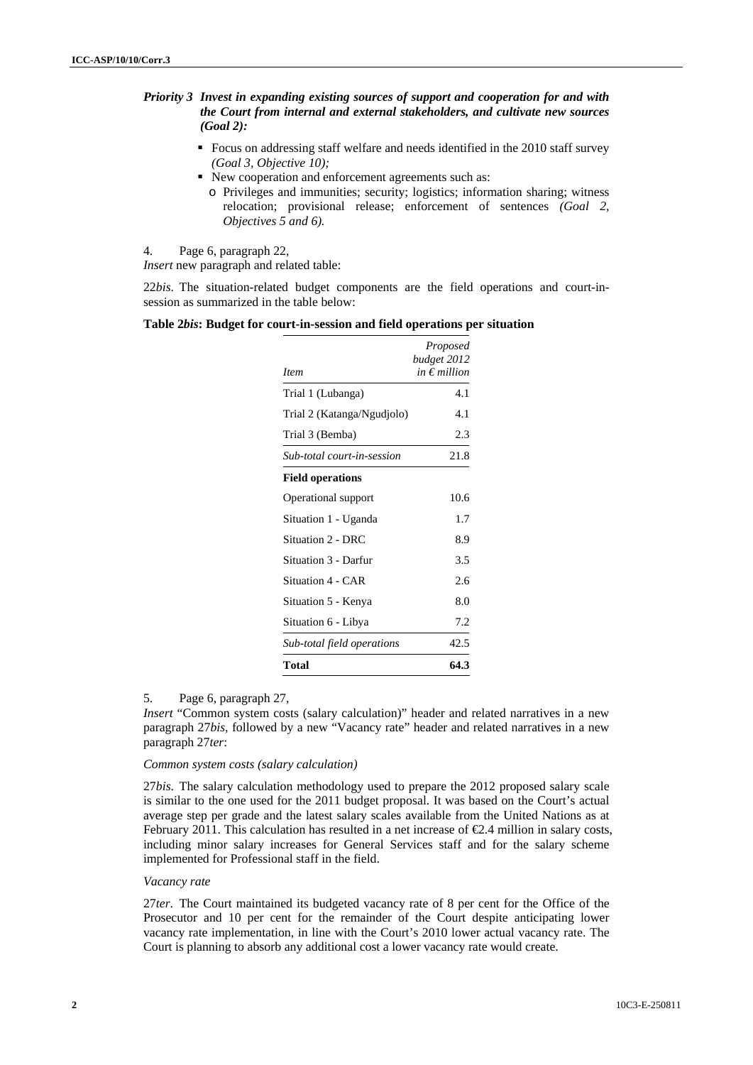*Priority 3 Invest in expanding existing sources of support and cooperation for and with the Court from internal and external stakeholders, and cultivate new sources (Goal 2):*

- Focus on addressing staff welfare and needs identified in the 2010 staff survey *(Goal 3, Objective 10);*
- New cooperation and enforcement agreements such as:
  - o Privileges and immunities; security; logistics; information sharing; witness relocation; provisional release; enforcement of sentences *(Goal 2, Objectives 5 and 6).*

4. Page 6, paragraph 22,
*Insert* new paragraph and related table:

22*bis*. The situation-related budget components are the field operations and court-in-session as summarized in the table below:

**Table 2*bis*: Budget for court-in-session and field operations per situation**

| *Item* | *Proposed budget 2012 in € million* |
|---|---|
| Trial 1 (Lubanga) | 4.1 |
| Trial 2 (Katanga/Ngudjolo) | 4.1 |
| Trial 3 (Bemba) | 2.3 |
| *Sub-total court-in-session* | 21.8 |
| **Field operations** | |
| Operational support | 10.6 |
| Situation 1 - Uganda | 1.7 |
| Situation 2 - DRC | 8.9 |
| Situation 3 - Darfur | 3.5 |
| Situation 4 - CAR | 2.6 |
| Situation 5 - Kenya | 8.0 |
| Situation 6 - Libya | 7.2 |
| *Sub-total field operations* | 42.5 |
| **Total** | **64.3** |

5. Page 6, paragraph 27,
*Insert* "Common system costs (salary calculation)" header and related narratives in a new paragraph 27*bis*, followed by a new "Vacancy rate" header and related narratives in a new paragraph 27*ter*:

*Common system costs (salary calculation)*

27*bis*. The salary calculation methodology used to prepare the 2012 proposed salary scale is similar to the one used for the 2011 budget proposal. It was based on the Court's actual average step per grade and the latest salary scales available from the United Nations as at February 2011. This calculation has resulted in a net increase of €2.4 million in salary costs, including minor salary increases for General Services staff and for the salary scheme implemented for Professional staff in the field.

*Vacancy rate*

27*ter*. The Court maintained its budgeted vacancy rate of 8 per cent for the Office of the Prosecutor and 10 per cent for the remainder of the Court despite anticipating lower vacancy rate implementation, in line with the Court's 2010 lower actual vacancy rate. The Court is planning to absorb any additional cost a lower vacancy rate would create.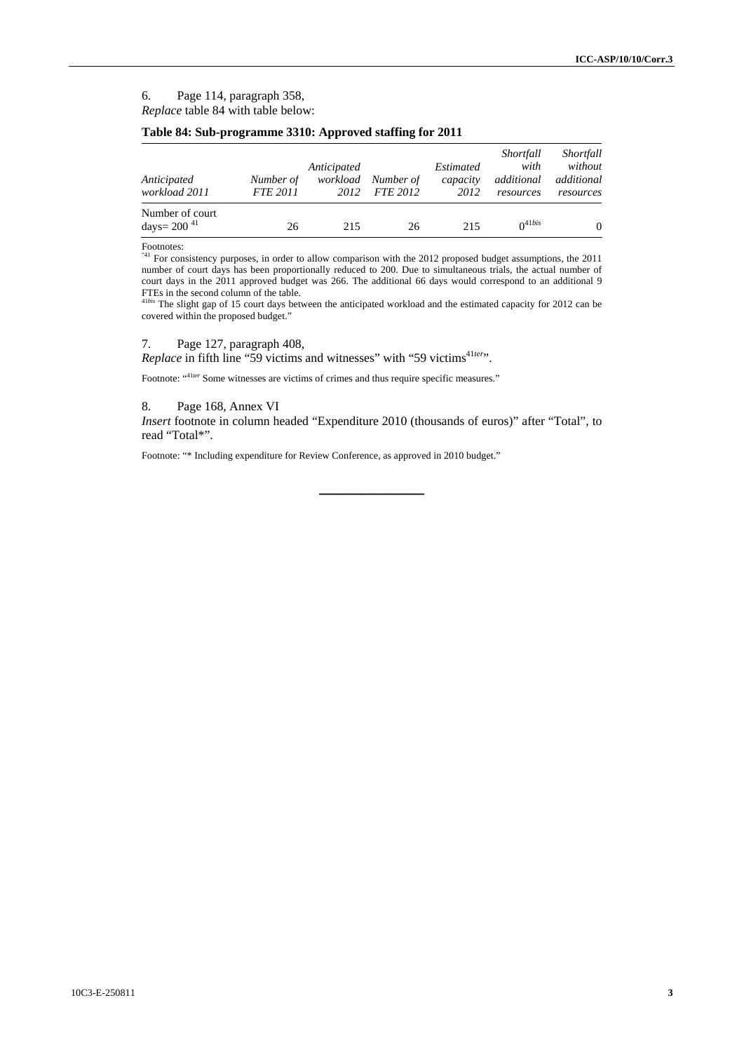6. Page 114, paragraph 358,

*Replace* table 84 with table below:

**Table 84: Sub-programme 3310: Approved staffing for 2011**

| *Anticipated workload 2011* | *Number of FTE 2011* | *Anticipated workload 2012* | *Number of FTE 2012* | *Estimated capacity 2012* | *Shortfall with additional resources* | *Shortfall without additional resources* |
|---|---|---|---|---|---|---|
| Number of court days= 200 [41] | 26 | 215 | 26 | 215 | 0[41bis] | 0 |

Footnotes:

"[41] For consistency purposes, in order to allow comparison with the 2012 proposed budget assumptions, the 2011 number of court days has been proportionally reduced to 200. Due to simultaneous trials, the actual number of court days in the 2011 approved budget was 266. The additional 66 days would correspond to an additional 9 FTEs in the second column of the table.

[41bis] The slight gap of 15 court days between the anticipated workload and the estimated capacity for 2012 can be covered within the proposed budget."

7. Page 127, paragraph 408,

*Replace* in fifth line "59 victims and witnesses" with "59 victims[41ter]".

Footnote: "[41ter] Some witnesses are victims of crimes and thus require specific measures."

8. Page 168, Annex VI

*Insert* footnote in column headed "Expenditure 2010 (thousands of euros)" after "Total", to read "Total*".

Footnote: "* Including expenditure for Review Conference, as approved in 2010 budget."